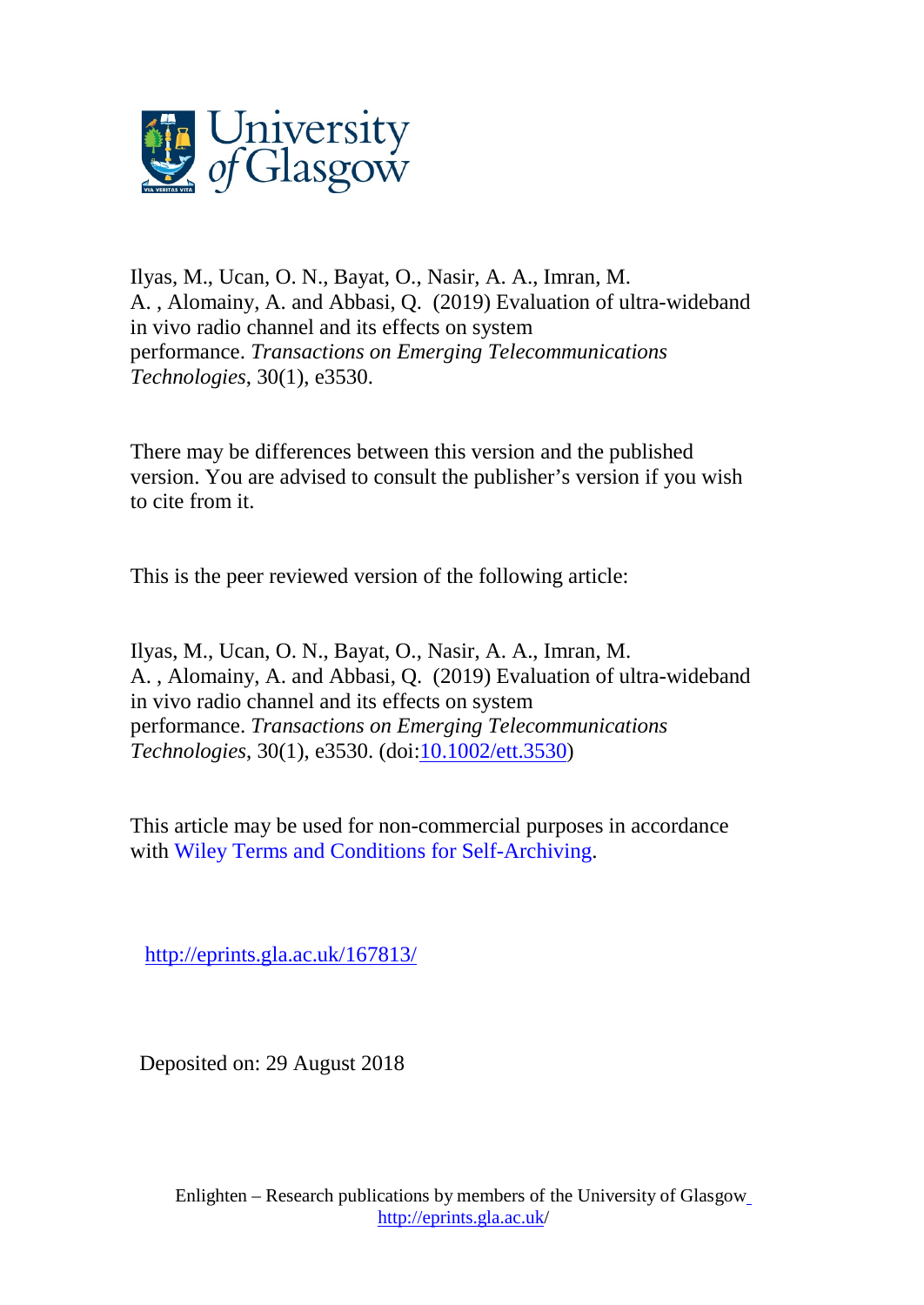University of Glasgow

Ilyas, M., Ucan, O. N., Bayat, O., Nasir, A. A., Imran, M. A. , Alomainy, A. and Abbasi, Q. (2019) Evaluation of ultra-wideband in vivo radio channel and its effects on system performance. *Transactions on Emerging Telecommunications Technologies*, 30(1), e3530.

There may be differences between this version and the published version. You are advised to consult the publisher's version if you wish to cite from it.

This is the peer reviewed version of the following article:

Ilyas, M., Ucan, O. N., Bayat, O., Nasir, A. A., Imran, M. A. , Alomainy, A. and Abbasi, Q. (2019) Evaluation of ultra-wideband in vivo radio channel and its effects on system performance. *Transactions on Emerging Telecommunications Technologies*, 30(1), e3530. (doi:[10.1002/ett.3530](http://dx.doi.org/10.1002/ett.3530))

This article may be used for non-commercial purposes in accordance with Wiley Terms and Conditions for Self-Archiving.

<http://eprints.gla.ac.uk/167813/>

Deposited on: 29 August 2018

Enlighten – Research publications by members of the University of Glasgow <http://eprints.gla.ac.uk/>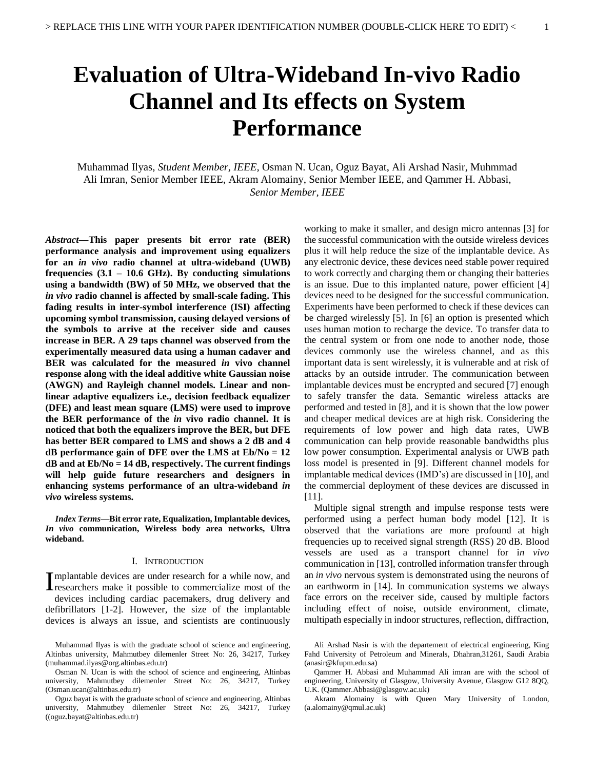# Evaluation of Ultra-Wideband In-vivo Radio Channel and Its effects on System Performance

Muhammad Ilyas, *Student Member, IEEE*, Osman N. Ucan, Oguz Bayat, Ali Arshad Nasir, Muhmmad Ali Imran, Senior Member IEEE, Akram Alomainy, Senior Member IEEE, and Qammer H. Abbasi, *Senior Member, IEEE*

***Abstract*—This paper presents bit error rate (BER) performance analysis and improvement using equalizers for an *in vivo* radio channel at ultra-wideband (UWB) frequencies (3.1 – 10.6 GHz). By conducting simulations using a bandwidth (BW) of 50 MHz, we observed that the *in vivo* radio channel is affected by small-scale fading. This fading results in inter-symbol interference (ISI) affecting upcoming symbol transmission, causing delayed versions of the symbols to arrive at the receiver side and causes increase in BER. A 29 taps channel was observed from the experimentally measured data using a human cadaver and BER was calculated for the measured *in* vivo channel response along with the ideal additive white Gaussian noise (AWGN) and Rayleigh channel models. Linear and non-linear adaptive equalizers i.e., decision feedback equalizer (DFE) and least mean square (LMS) were used to improve the BER performance of the *in* vivo radio channel. It is noticed that both the equalizers improve the BER, but DFE has better BER compared to LMS and shows a 2 dB and 4 dB performance gain of DFE over the LMS at Eb/No = 12 dB and at Eb/No = 14 dB, respectively. The current findings will help guide future researchers and designers in enhancing systems performance of an ultra-wideband *in vivo* wireless systems.**

***Index Terms*—Bit error rate, Equalization, Implantable devices, *In vivo* communication, Wireless body area networks, Ultra wideband.**

## I. Introduction

Implantable devices are under research for a while now, and researchers make it possible to commercialize most of the devices including cardiac pacemakers, drug delivery and defibrillators [1-2]. However, the size of the implantable devices is always an issue, and scientists are continuously working to make it smaller, and design micro antennas [3] for the successful communication with the outside wireless devices plus it will help reduce the size of the implantable device. As any electronic device, these devices need stable power required to work correctly and charging them or changing their batteries is an issue. Due to this implanted nature, power efficient [4] devices need to be designed for the successful communication. Experiments have been performed to check if these devices can be charged wirelessly [5]. In [6] an option is presented which uses human motion to recharge the device. To transfer data to the central system or from one node to another node, those devices commonly use the wireless channel, and as this important data is sent wirelessly, it is vulnerable and at risk of attacks by an outside intruder. The communication between implantable devices must be encrypted and secured [7] enough to safely transfer the data. Semantic wireless attacks are performed and tested in [8], and it is shown that the low power and cheaper medical devices are at high risk. Considering the requirements of low power and high data rates, UWB communication can help provide reasonable bandwidths plus low power consumption. Experimental analysis or UWB path loss model is presented in [9]. Different channel models for implantable medical devices (IMD's) are discussed in [10], and the commercial deployment of these devices are discussed in [11].

Multiple signal strength and impulse response tests were performed using a perfect human body model [12]. It is observed that the variations are more profound at high frequencies up to received signal strength (RSS) 20 dB. Blood vessels are used as a transport channel for i*n vivo* communication in [13], controlled information transfer through an *in vivo* nervous system is demonstrated using the neurons of an earthworm in [14]. In communication systems we always face errors on the receiver side, caused by multiple factors including effect of noise, outside environment, climate, multipath especially in indoor structures, reflection, diffraction,

Muhammad Ilyas is with the graduate school of science and engineering, Altinbas university, Mahmutbey dilemenler Street No: 26, 34217, Turkey (muhammad.ilyas@org.altinbas.edu.tr)

Osman N. Ucan is with the school of science and engineering, Altinbas university, Mahmutbey dilemenler Street No: 26, 34217, Turkey (Osman.ucan@altinbas.edu.tr)

Oguz bayat is with the graduate school of science and engineering, Altinbas university, Mahmutbey dilemenler Street No: 26, 34217, Turkey ((oguz.bayat@altinbas.edu.tr)

Ali Arshad Nasir is with the departement of electrical engineering, King Fahd University of Petroleum and Minerals, Dhahran,31261, Saudi Arabia (anasir@kfupm.edu.sa)

Qammer H. Abbasi and Muhammad Ali imran are with the school of engineering, University of Glasgow, University Avenue, Glasgow G12 8QQ, U.K. (Qammer.Abbasi@glasgow.ac.uk)

Akram Alomainy is with Queen Mary University of London, (a.alomainy@qmul.ac.uk)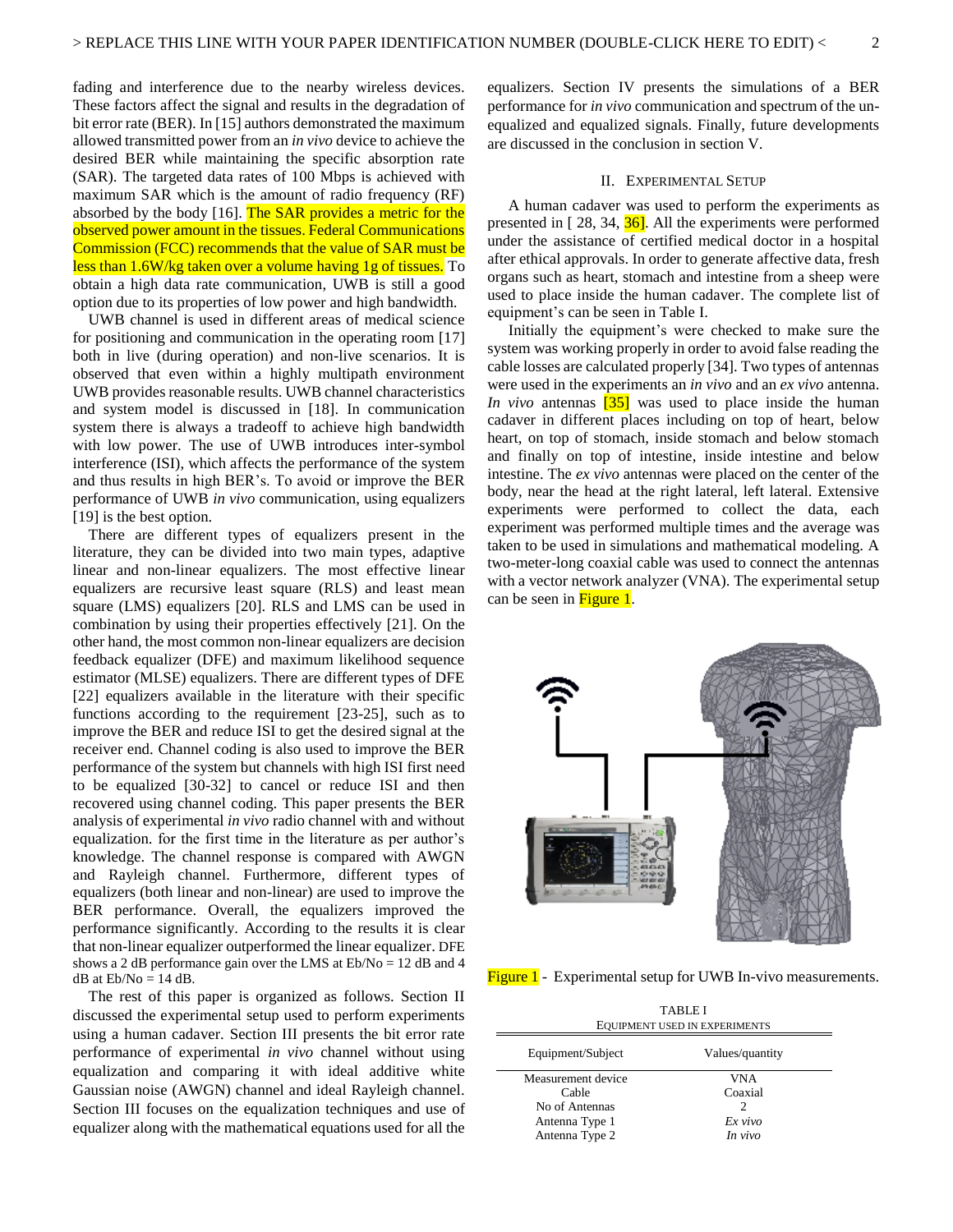fading and interference due to the nearby wireless devices. These factors affect the signal and results in the degradation of bit error rate (BER). In [15] authors demonstrated the maximum allowed transmitted power from an *in vivo* device to achieve the desired BER while maintaining the specific absorption rate (SAR). The targeted data rates of 100 Mbps is achieved with maximum SAR which is the amount of radio frequency (RF) absorbed by the body [16]. The SAR provides a metric for the observed power amount in the tissues. Federal Communications Commission (FCC) recommends that the value of SAR must be less than 1.6W/kg taken over a volume having 1g of tissues. To obtain a high data rate communication, UWB is still a good option due to its properties of low power and high bandwidth.

UWB channel is used in different areas of medical science for positioning and communication in the operating room [17] both in live (during operation) and non-live scenarios. It is observed that even within a highly multipath environment UWB provides reasonable results. UWB channel characteristics and system model is discussed in [18]. In communication system there is always a tradeoff to achieve high bandwidth with low power. The use of UWB introduces inter-symbol interference (ISI), which affects the performance of the system and thus results in high BER's. To avoid or improve the BER performance of UWB *in vivo* communication, using equalizers [19] is the best option.

There are different types of equalizers present in the literature, they can be divided into two main types, adaptive linear and non-linear equalizers. The most effective linear equalizers are recursive least square (RLS) and least mean square (LMS) equalizers [20]. RLS and LMS can be used in combination by using their properties effectively [21]. On the other hand, the most common non-linear equalizers are decision feedback equalizer (DFE) and maximum likelihood sequence estimator (MLSE) equalizers. There are different types of DFE [22] equalizers available in the literature with their specific functions according to the requirement [23-25], such as to improve the BER and reduce ISI to get the desired signal at the receiver end. Channel coding is also used to improve the BER performance of the system but channels with high ISI first need to be equalized [30-32] to cancel or reduce ISI and then recovered using channel coding. This paper presents the BER analysis of experimental *in vivo* radio channel with and without equalization. for the first time in the literature as per author's knowledge. The channel response is compared with AWGN and Rayleigh channel. Furthermore, different types of equalizers (both linear and non-linear) are used to improve the BER performance. Overall, the equalizers improved the performance significantly. According to the results it is clear that non-linear equalizer outperformed the linear equalizer. DFE shows a 2 dB performance gain over the LMS at Eb/No = 12 dB and 4 dB at Eb/No = 14 dB.

The rest of this paper is organized as follows. Section II discussed the experimental setup used to perform experiments using a human cadaver. Section III presents the bit error rate performance of experimental *in vivo* channel without using equalization and comparing it with ideal additive white Gaussian noise (AWGN) channel and ideal Rayleigh channel. Section III focuses on the equalization techniques and use of equalizer along with the mathematical equations used for all the equalizers. Section IV presents the simulations of a BER performance for *in vivo* communication and spectrum of the un-equalized and equalized signals. Finally, future developments are discussed in the conclusion in section V.

## II. Experimental Setup

A human cadaver was used to perform the experiments as presented in [ 28, 34, 36]. All the experiments were performed under the assistance of certified medical doctor in a hospital after ethical approvals. In order to generate affective data, fresh organs such as heart, stomach and intestine from a sheep were used to place inside the human cadaver. The complete list of equipment's can be seen in Table I.

Initially the equipment's were checked to make sure the system was working properly in order to avoid false reading the cable losses are calculated properly [34]. Two types of antennas were used in the experiments an *in vivo* and an *ex vivo* antenna. *In vivo* antennas [35] was used to place inside the human cadaver in different places including on top of heart, below heart, on top of stomach, inside stomach and below stomach and finally on top of intestine, inside intestine and below intestine. The *ex vivo* antennas were placed on the center of the body, near the head at the right lateral, left lateral. Extensive experiments were performed to collect the data, each experiment was performed multiple times and the average was taken to be used in simulations and mathematical modeling. A two-meter-long coaxial cable was used to connect the antennas with a vector network analyzer (VNA). The experimental setup can be seen in Figure 1.

Figure 1 - Experimental setup for UWB In-vivo measurements.

TABLE I
EQUIPMENT USED IN EXPERIMENTS

| Equipment/Subject | Values/quantity |
|---|---|
| Measurement device | VNA |
| Cable | Coaxial |
| No of Antennas | 2 |
| Antenna Type 1 | *Ex vivo* |
| Antenna Type 2 | *In vivo* |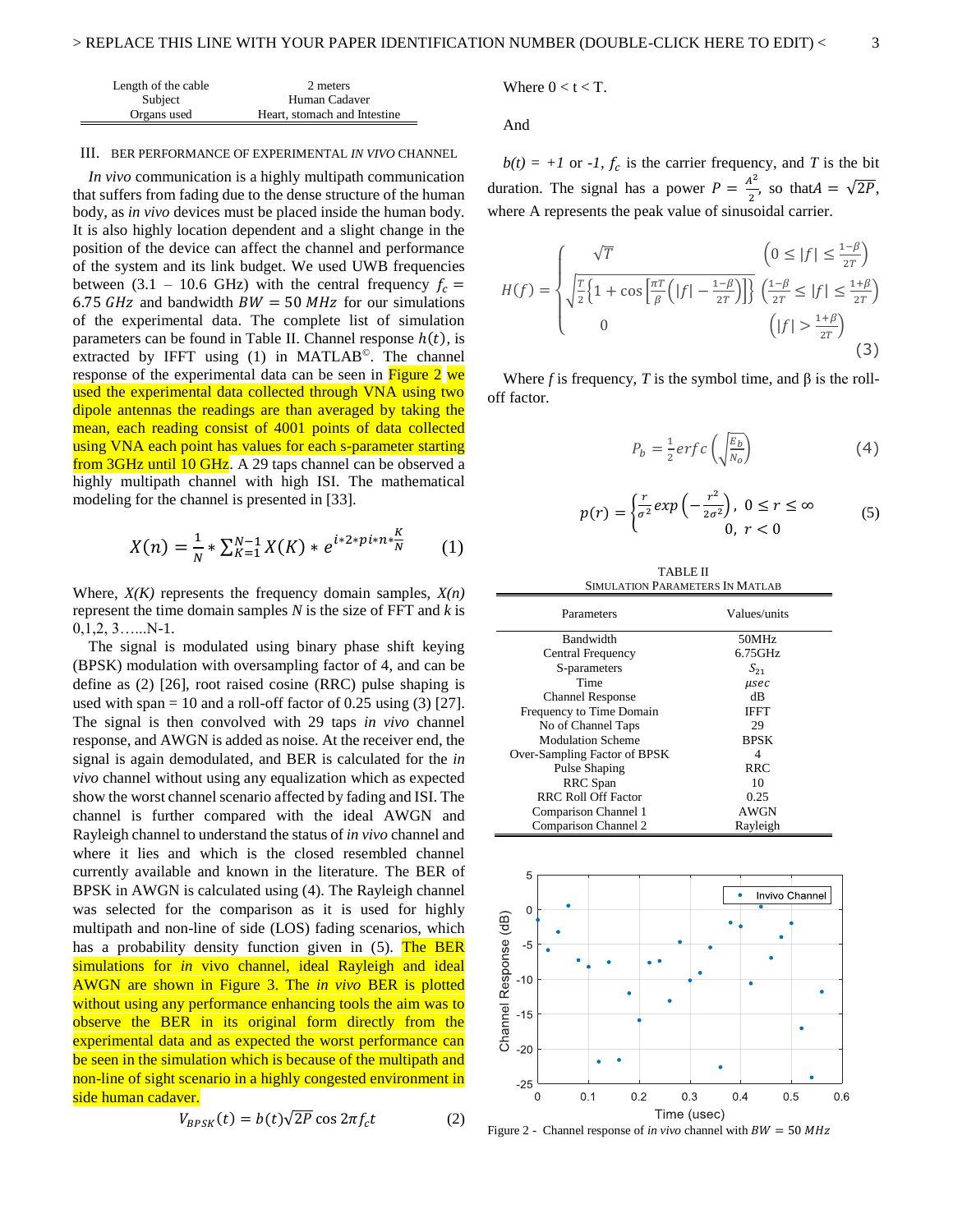| Length of the cable | 2 meters |
|---|---|
| Subject | Human Cadaver |
| Organs used | Heart, stomach and Intestine |

## III. BER Performance of Experimental *In Vivo* Channel

*In vivo* communication is a highly multipath communication that suffers from fading due to the dense structure of the human body, as *in vivo* devices must be placed inside the human body. It is also highly location dependent and a slight change in the position of the device can affect the channel and performance of the system and its link budget. We used UWB frequencies between (3.1 – 10.6 GHz) with the central frequency $f_c = 6.75\ GHz$ and bandwidth $BW = 50\ MHz$ for our simulations of the experimental data. The complete list of simulation parameters can be found in Table II. Channel response $h(t)$, is extracted by IFFT using (1) in MATLAB©. The channel response of the experimental data can be seen in Figure 2 we used the experimental data collected through VNA using two dipole antennas the readings are than averaged by taking the mean, each reading consist of 4001 points of data collected using VNA each point has values for each s-parameter starting from 3GHz until 10 GHz. A 29 taps channel can be observed a highly multipath channel with high ISI. The mathematical modeling for the channel is presented in [33].

$$X(n) = \frac{1}{N} * \sum_{K=1}^{N-1} X(K) * e^{i*2*pi*n*\frac{K}{N}} \qquad (1)$$

Where, *X(K)* represents the frequency domain samples, *X(n)* represent the time domain samples *N* is the size of FFT and *k* is 0,1,2, 3…...N-1.

The signal is modulated using binary phase shift keying (BPSK) modulation with oversampling factor of 4, and can be define as (2) [26], root raised cosine (RRC) pulse shaping is used with span = 10 and a roll-off factor of 0.25 using (3) [27]. The signal is then convolved with 29 taps *in vivo* channel response, and AWGN is added as noise. At the receiver end, the signal is again demodulated, and BER is calculated for the *in vivo* channel without using any equalization which as expected show the worst channel scenario affected by fading and ISI. The channel is further compared with the ideal AWGN and Rayleigh channel to understand the status of *in vivo* channel and where it lies and which is the closed resembled channel currently available and known in the literature. The BER of BPSK in AWGN is calculated using (4). The Rayleigh channel was selected for the comparison as it is used for highly multipath and non-line of side (LOS) fading scenarios, which has a probability density function given in (5). The BER simulations for *in* vivo channel, ideal Rayleigh and ideal AWGN are shown in Figure 3. The *in vivo* BER is plotted without using any performance enhancing tools the aim was to observe the BER in its original form directly from the experimental data and as expected the worst performance can be seen in the simulation which is because of the multipath and non-line of sight scenario in a highly congested environment in side human cadaver.

$$V_{BPSK}(t) = b(t)\sqrt{2P}\cos 2\pi f_c t \qquad (2)$$

Where $0 < t < T$.

And

$b(t) = +1$ or $-1$, $f_c$ is the carrier frequency, and $T$ is the bit duration. The signal has a power $P = \frac{A^2}{2}$, so that $A = \sqrt{2P}$, where A represents the peak value of sinusoidal carrier.

$$H(f) = \begin{cases} \sqrt{T} & \left(0 \le |f| \le \frac{1-\beta}{2T}\right) \\ \sqrt{\frac{T}{2}\left\{1 + \cos\left[\frac{\pi T}{\beta}\left(|f| - \frac{1-\beta}{2T}\right)\right]\right\}} & \left(\frac{1-\beta}{2T} \le |f| \le \frac{1+\beta}{2T}\right) \\ 0 & \left(|f| > \frac{1+\beta}{2T}\right) \end{cases} \qquad (3)$$

Where *f* is frequency, *T* is the symbol time, and β is the roll-off factor.

$$P_b = \frac{1}{2} erfc\left(\sqrt{\frac{E_b}{N_o}}\right) \qquad (4)$$

$$p(r) = \begin{cases} \frac{r}{\sigma^2} exp\left(-\frac{r^2}{2\sigma^2}\right), & 0 \le r \le \infty \\ 0, & r < 0 \end{cases} \qquad (5)$$

TABLE II
Simulation Parameters In MATLAB

| Parameters | Values/units |
|---|---|
| Bandwidth | 50MHz |
| Central Frequency | 6.75GHz |
| S-parameters | $S_{21}$ |
| Time | $\mu sec$ |
| Channel Response | dB |
| Frequency to Time Domain | IFFT |
| No of Channel Taps | 29 |
| Modulation Scheme | BPSK |
| Over-Sampling Factor of BPSK | 4 |
| Pulse Shaping | RRC |
| RRC Span | 10 |
| RRC Roll Off Factor | 0.25 |
| Comparison Channel 1 | AWGN |
| Comparison Channel 2 | Rayleigh |

Figure 2 - Channel response of *in vivo* channel with $BW = 50\ MHz$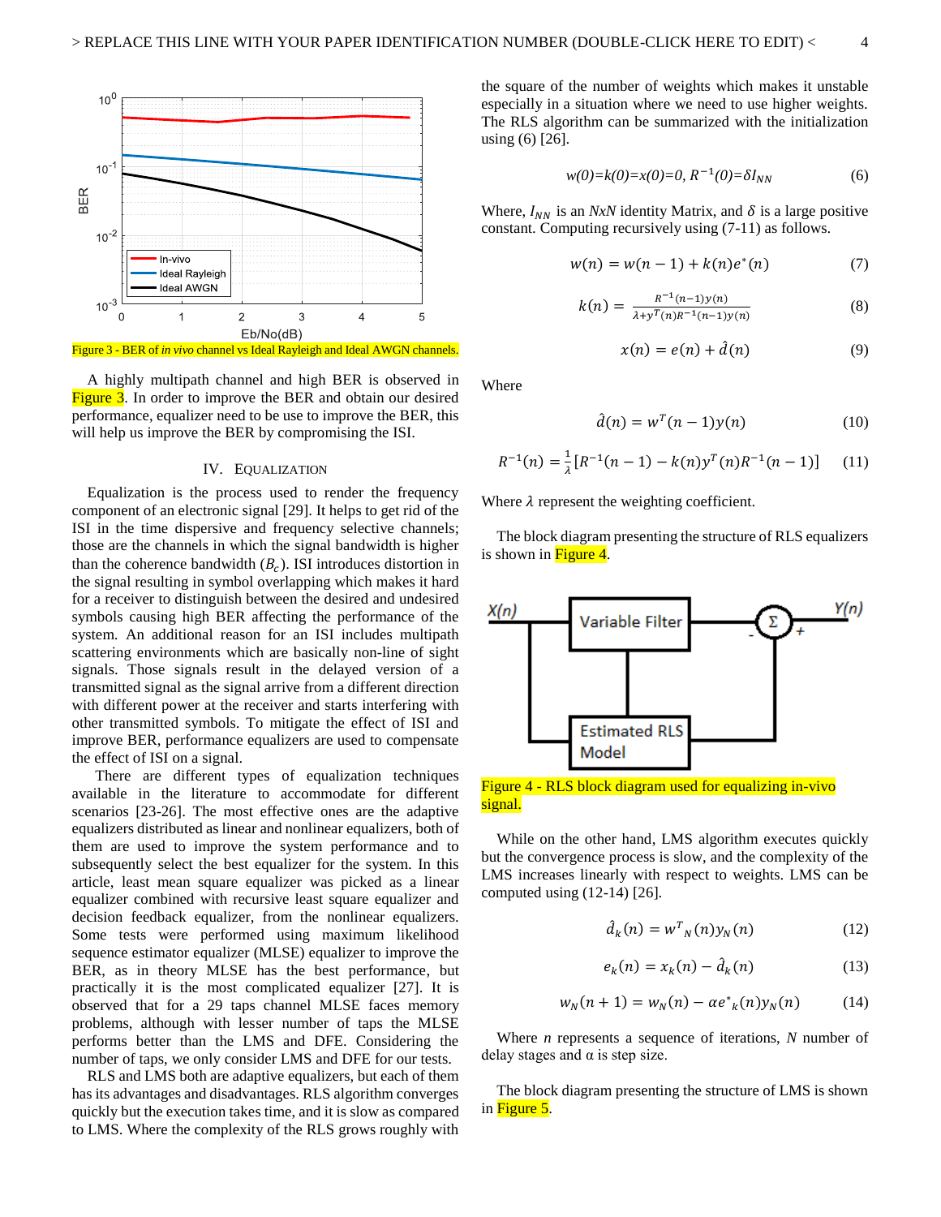Figure 3 - BER of *in vivo* channel vs Ideal Rayleigh and Ideal AWGN channels.

A highly multipath channel and high BER is observed in Figure 3. In order to improve the BER and obtain our desired performance, equalizer need to be use to improve the BER, this will help us improve the BER by compromising the ISI.

## IV. Equalization

Equalization is the process used to render the frequency component of an electronic signal [29]. It helps to get rid of the ISI in the time dispersive and frequency selective channels; those are the channels in which the signal bandwidth is higher than the coherence bandwidth ($B_c$). ISI introduces distortion in the signal resulting in symbol overlapping which makes it hard for a receiver to distinguish between the desired and undesired symbols causing high BER affecting the performance of the system. An additional reason for an ISI includes multipath scattering environments which are basically non-line of sight signals. Those signals result in the delayed version of a transmitted signal as the signal arrive from a different direction with different power at the receiver and starts interfering with other transmitted symbols. To mitigate the effect of ISI and improve BER, performance equalizers are used to compensate the effect of ISI on a signal.

There are different types of equalization techniques available in the literature to accommodate for different scenarios [23-26]. The most effective ones are the adaptive equalizers distributed as linear and nonlinear equalizers, both of them are used to improve the system performance and to subsequently select the best equalizer for the system. In this article, least mean square equalizer was picked as a linear equalizer combined with recursive least square equalizer and decision feedback equalizer, from the nonlinear equalizers. Some tests were performed using maximum likelihood sequence estimator equalizer (MLSE) equalizer to improve the BER, as in theory MLSE has the best performance, but practically it is the most complicated equalizer [27]. It is observed that for a 29 taps channel MLSE faces memory problems, although with lesser number of taps the MLSE performs better than the LMS and DFE. Considering the number of taps, we only consider LMS and DFE for our tests.

RLS and LMS both are adaptive equalizers, but each of them has its advantages and disadvantages. RLS algorithm converges quickly but the execution takes time, and it is slow as compared to LMS. Where the complexity of the RLS grows roughly with the square of the number of weights which makes it unstable especially in a situation where we need to use higher weights. The RLS algorithm can be summarized with the initialization using (6) [26].

$$w(0)=k(0)=x(0)=0,\ R^{-1}(0)=\delta I_{NN} \tag{6}$$

Where, $I_{NN}$ is an $NxN$ identity Matrix, and $\delta$ is a large positive constant. Computing recursively using (7-11) as follows.

$$w(n) = w(n-1) + k(n)e^{*}(n) \tag{7}$$

$$k(n) = \frac{R^{-1}(n-1)y(n)}{\lambda + y^{T}(n)R^{-1}(n-1)y(n)} \tag{8}$$

$$x(n) = e(n) + \hat{d}(n) \tag{9}$$

Where

$$\hat{d}(n) = w^{T}(n-1)y(n) \tag{10}$$

$$R^{-1}(n) = \frac{1}{\lambda}[R^{-1}(n-1) - k(n)y^{T}(n)R^{-1}(n-1)] \tag{11}$$

Where $\lambda$ represent the weighting coefficient.

The block diagram presenting the structure of RLS equalizers is shown in Figure 4.

Figure 4 - RLS block diagram used for equalizing in-vivo signal.

While on the other hand, LMS algorithm executes quickly but the convergence process is slow, and the complexity of the LMS increases linearly with respect to weights. LMS can be computed using (12-14) [26].

$$\hat{d}_k(n) = w^{T}{}_{N}(n)y_N(n) \tag{12}$$

$$e_k(n) = x_k(n) - \hat{d}_k(n) \tag{13}$$

$$w_N(n+1) = w_N(n) - \alpha e^{*}{}_{k}(n)y_N(n) \tag{14}$$

Where $n$ represents a sequence of iterations, $N$ number of delay stages and α is step size.

The block diagram presenting the structure of LMS is shown in Figure 5.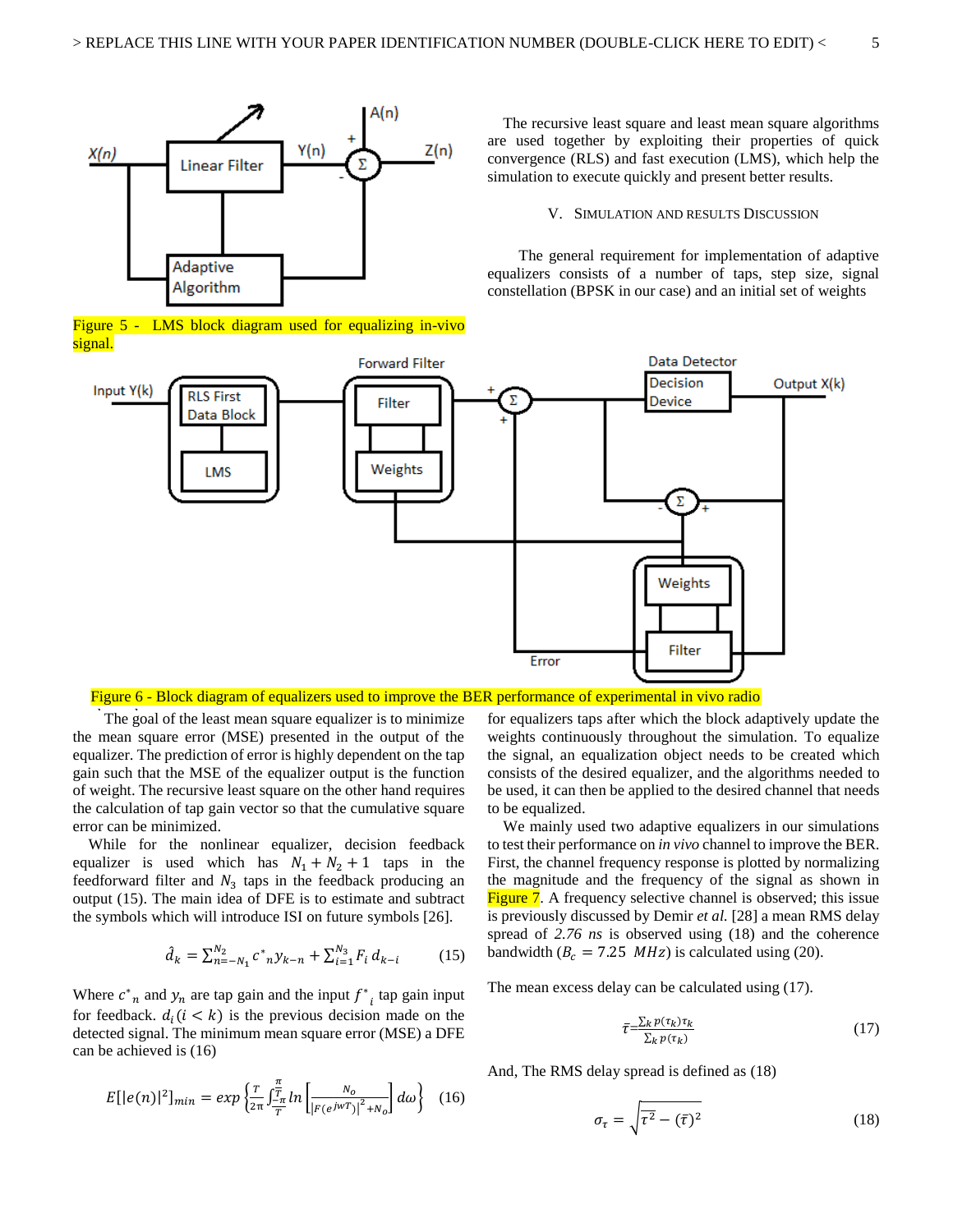Figure 5 - LMS block diagram used for equalizing in-vivo signal.

The recursive least square and least mean square algorithms are used together by exploiting their properties of quick convergence (RLS) and fast execution (LMS), which help the simulation to execute quickly and present better results.

## V. Simulation and Results Discussion

The general requirement for implementation of adaptive equalizers consists of a number of taps, step size, signal constellation (BPSK in our case) and an initial set of weights

Figure 6 - Block diagram of equalizers used to improve the BER performance of experimental in vivo radio

The goal of the least mean square equalizer is to minimize the mean square error (MSE) presented in the output of the equalizer. The prediction of error is highly dependent on the tap gain such that the MSE of the equalizer output is the function of weight. The recursive least square on the other hand requires the calculation of tap gain vector so that the cumulative square error can be minimized.

While for the nonlinear equalizer, decision feedback equalizer is used which has $N_1 + N_2 + 1$ taps in the feedforward filter and $N_3$ taps in the feedback producing an output (15). The main idea of DFE is to estimate and subtract the symbols which will introduce ISI on future symbols [26].

$$\hat{d}_k = \sum_{n=-N_1}^{N_2} c^*{}_n y_{k-n} + \sum_{i=1}^{N_3} F_i \, d_{k-i} \qquad (15)$$

Where $c^*{}_n$ and $y_n$ are tap gain and the input $f^*{}_i$ tap gain input for feedback. $d_i (i < k)$ is the previous decision made on the detected signal. The minimum mean square error (MSE) a DFE can be achieved is (16)

$$E[|e(n)|^2]_{min} = exp\left\{\frac{T}{2\pi}\int_{-\frac{\pi}{T}}^{\frac{\pi}{T}} ln\left[\frac{N_o}{|F(e^{jwT})|^2 + N_o}\right] d\omega\right\} \quad (16)$$

for equalizers taps after which the block adaptively update the weights continuously throughout the simulation. To equalize the signal, an equalization object needs to be created which consists of the desired equalizer, and the algorithms needed to be used, it can then be applied to the desired channel that needs to be equalized.

We mainly used two adaptive equalizers in our simulations to test their performance on *in vivo* channel to improve the BER. First, the channel frequency response is plotted by normalizing the magnitude and the frequency of the signal as shown in Figure 7. A frequency selective channel is observed; this issue is previously discussed by Demir *et al.* [28] a mean RMS delay spread of *2.76 ns* is observed using (18) and the coherence bandwidth ($B_c = 7.25 \ MHz$) is calculated using (20).

The mean excess delay can be calculated using (17).

$$\bar{\tau} = \frac{\sum_k p(\tau_k)\tau_k}{\sum_k p(\tau_k)} \qquad (17)$$

And, The RMS delay spread is defined as (18)

$$\sigma_\tau = \sqrt{\overline{\tau^2} - (\bar{\tau})^2} \qquad (18)$$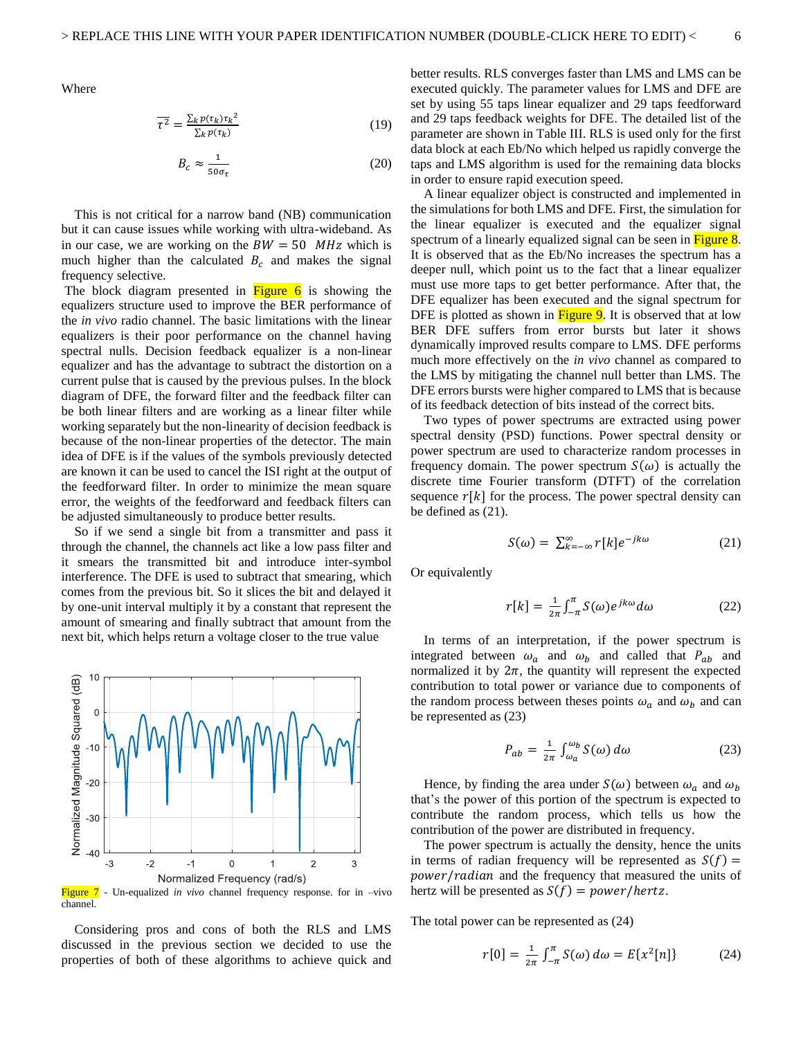Where

$$\overline{\tau^2} = \frac{\sum_k p(\tau_k)\tau_k^2}{\sum_k p(\tau_k)} \tag{19}$$

$$B_c \approx \frac{1}{50\sigma_\tau} \tag{20}$$

This is not critical for a narrow band (NB) communication but it can cause issues while working with ultra-wideband. As in our case, we are working on the $BW = 50\ \ MHz$ which is much higher than the calculated $B_c$ and makes the signal frequency selective.

The block diagram presented in Figure 6 is showing the equalizers structure used to improve the BER performance of the *in vivo* radio channel. The basic limitations with the linear equalizers is their poor performance on the channel having spectral nulls. Decision feedback equalizer is a non-linear equalizer and has the advantage to subtract the distortion on a current pulse that is caused by the previous pulses. In the block diagram of DFE, the forward filter and the feedback filter can be both linear filters and are working as a linear filter while working separately but the non-linearity of decision feedback is because of the non-linear properties of the detector. The main idea of DFE is if the values of the symbols previously detected are known it can be used to cancel the ISI right at the output of the feedforward filter. In order to minimize the mean square error, the weights of the feedforward and feedback filters can be adjusted simultaneously to produce better results.

So if we send a single bit from a transmitter and pass it through the channel, the channels act like a low pass filter and it smears the transmitted bit and introduce inter-symbol interference. The DFE is used to subtract that smearing, which comes from the previous bit. So it slices the bit and delayed it by one-unit interval multiply it by a constant that represent the amount of smearing and finally subtract that amount from the next bit, which helps return a voltage closer to the true value

Figure 7 - Un-equalized *in vivo* channel frequency response. for in –vivo channel.

Considering pros and cons of both the RLS and LMS discussed in the previous section we decided to use the properties of both of these algorithms to achieve quick and better results. RLS converges faster than LMS and LMS can be executed quickly. The parameter values for LMS and DFE are set by using 55 taps linear equalizer and 29 taps feedforward and 29 taps feedback weights for DFE. The detailed list of the parameter are shown in Table III. RLS is used only for the first data block at each Eb/No which helped us rapidly converge the taps and LMS algorithm is used for the remaining data blocks in order to ensure rapid execution speed.

A linear equalizer object is constructed and implemented in the simulations for both LMS and DFE. First, the simulation for the linear equalizer is executed and the equalizer signal spectrum of a linearly equalized signal can be seen in Figure 8. It is observed that as the Eb/No increases the spectrum has a deeper null, which point us to the fact that a linear equalizer must use more taps to get better performance. After that, the DFE equalizer has been executed and the signal spectrum for DFE is plotted as shown in Figure 9. It is observed that at low BER DFE suffers from error bursts but later it shows dynamically improved results compare to LMS. DFE performs much more effectively on the *in vivo* channel as compared to the LMS by mitigating the channel null better than LMS. The DFE errors bursts were higher compared to LMS that is because of its feedback detection of bits instead of the correct bits.

Two types of power spectrums are extracted using power spectral density (PSD) functions. Power spectral density or power spectrum are used to characterize random processes in frequency domain. The power spectrum $S(\omega)$ is actually the discrete time Fourier transform (DTFT) of the correlation sequence $r[k]$ for the process. The power spectral density can be defined as (21).

$$S(\omega) = \sum_{k=-\infty}^{\infty} r[k]e^{-jk\omega} \tag{21}$$

Or equivalently

$$r[k] = \frac{1}{2\pi}\int_{-\pi}^{\pi} S(\omega)e^{jk\omega}d\omega \tag{22}$$

In terms of an interpretation, if the power spectrum is integrated between $\omega_a$ and $\omega_b$ and called that $P_{ab}$ and normalized it by $2\pi$, the quantity will represent the expected contribution to total power or variance due to components of the random process between theses points $\omega_a$ and $\omega_b$ and can be represented as (23)

$$P_{ab} = \frac{1}{2\pi}\int_{\omega_a}^{\omega_b} S(\omega)\, d\omega \tag{23}$$

Hence, by finding the area under $S(\omega)$ between $\omega_a$ and $\omega_b$ that's the power of this portion of the spectrum is expected to contribute the random process, which tells us how the contribution of the power are distributed in frequency.

The power spectrum is actually the density, hence the units in terms of radian frequency will be represented as $S(f) = power/radian$ and the frequency that measured the units of hertz will be presented as $S(f) = power/hertz$.

The total power can be represented as (24)

$$r[0] = \frac{1}{2\pi}\int_{-\pi}^{\pi} S(\omega)\, d\omega = E\{x^2[n]\} \tag{24}$$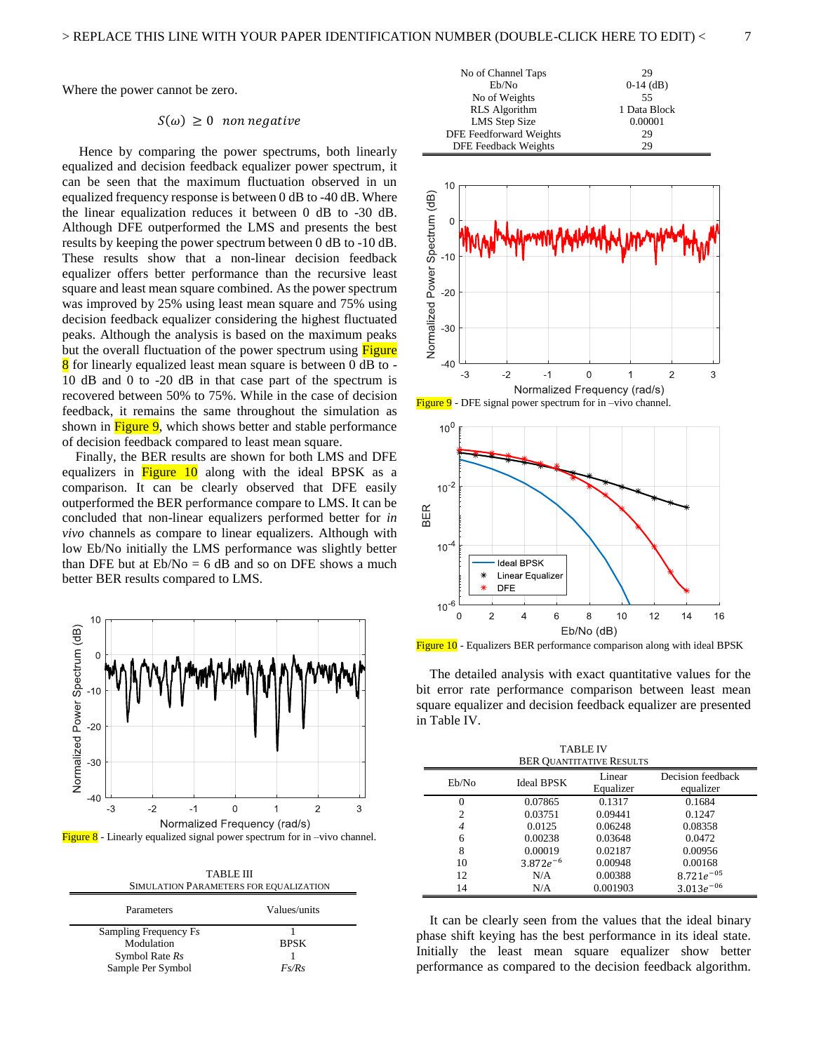Where the power cannot be zero.

$$S(\omega) \geq 0 \quad non\ negative$$

Hence by comparing the power spectrums, both linearly equalized and decision feedback equalizer power spectrum, it can be seen that the maximum fluctuation observed in un equalized frequency response is between 0 dB to -40 dB. Where the linear equalization reduces it between 0 dB to -30 dB. Although DFE outperformed the LMS and presents the best results by keeping the power spectrum between 0 dB to -10 dB. These results show that a non-linear decision feedback equalizer offers better performance than the recursive least square and least mean square combined. As the power spectrum was improved by 25% using least mean square and 75% using decision feedback equalizer considering the highest fluctuated peaks. Although the analysis is based on the maximum peaks but the overall fluctuation of the power spectrum using Figure 8 for linearly equalized least mean square is between 0 dB to -10 dB and 0 to -20 dB in that case part of the spectrum is recovered between 50% to 75%. While in the case of decision feedback, it remains the same throughout the simulation as shown in Figure 9, which shows better and stable performance of decision feedback compared to least mean square.

Finally, the BER results are shown for both LMS and DFE equalizers in Figure 10 along with the ideal BPSK as a comparison. It can be clearly observed that DFE easily outperformed the BER performance compare to LMS. It can be concluded that non-linear equalizers performed better for *in vivo* channels as compare to linear equalizers. Although with low Eb/No initially the LMS performance was slightly better than DFE but at Eb/No = 6 dB and so on DFE shows a much better BER results compared to LMS.

Figure 8 - Linearly equalized signal power spectrum for in –vivo channel.

TABLE III
SIMULATION PARAMETERS FOR EQUALIZATION

| Parameters | Values/units |
|---|---|
| Sampling Frequency Fs | 1 |
| Modulation | BPSK |
| Symbol Rate *Rs* | 1 |
| Sample Per Symbol | *Fs/Rs* |
| No of Channel Taps | 29 |
| Eb/No | 0-14 (dB) |
| No of Weights | 55 |
| RLS Algorithm | 1 Data Block |
| LMS Step Size | 0.00001 |
| DFE Feedforward Weights | 29 |
| DFE Feedback Weights | 29 |

Figure 9 - DFE signal power spectrum for in –vivo channel.

Figure 10 - Equalizers BER performance comparison along with ideal BPSK

The detailed analysis with exact quantitative values for the bit error rate performance comparison between least mean square equalizer and decision feedback equalizer are presented in Table IV.

TABLE IV
BER QUANTITATIVE RESULTS

| Eb/No | Ideal BPSK | Linear Equalizer | Decision feedback equalizer |
|---|---|---|---|
| 0 | 0.07865 | 0.1317 | 0.1684 |
| 2 | 0.03751 | 0.09441 | 0.1247 |
| 4 | 0.0125 | 0.06248 | 0.08358 |
| 6 | 0.00238 | 0.03648 | 0.0472 |
| 8 | 0.00019 | 0.02187 | 0.00956 |
| 10 | $3.872e^{-6}$ | 0.00948 | 0.00168 |
| 12 | N/A | 0.00388 | $8.721e^{-05}$ |
| 14 | N/A | 0.001903 | $3.013e^{-06}$ |

It can be clearly seen from the values that the ideal binary phase shift keying has the best performance in its ideal state. Initially the least mean square equalizer show better performance as compared to the decision feedback algorithm.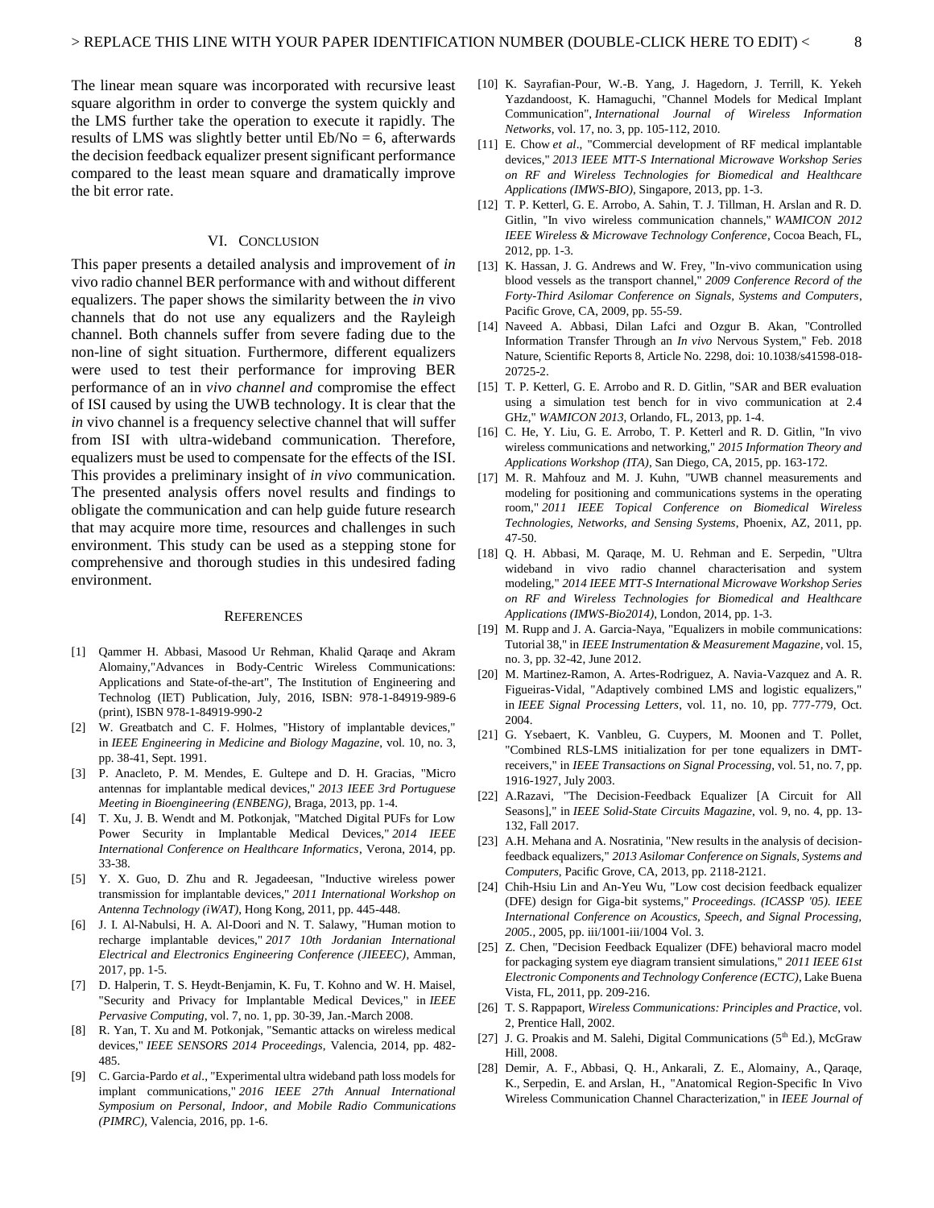The linear mean square was incorporated with recursive least square algorithm in order to converge the system quickly and the LMS further take the operation to execute it rapidly. The results of LMS was slightly better until Eb/No = 6, afterwards the decision feedback equalizer present significant performance compared to the least mean square and dramatically improve the bit error rate.

## VI. Conclusion

This paper presents a detailed analysis and improvement of *in* vivo radio channel BER performance with and without different equalizers. The paper shows the similarity between the *in* vivo channels that do not use any equalizers and the Rayleigh channel. Both channels suffer from severe fading due to the non-line of sight situation. Furthermore, different equalizers were used to test their performance for improving BER performance of an in *vivo channel and* compromise the effect of ISI caused by using the UWB technology. It is clear that the *in* vivo channel is a frequency selective channel that will suffer from ISI with ultra-wideband communication. Therefore, equalizers must be used to compensate for the effects of the ISI. This provides a preliminary insight of *in vivo* communication. The presented analysis offers novel results and findings to obligate the communication and can help guide future research that may acquire more time, resources and challenges in such environment. This study can be used as a stepping stone for comprehensive and thorough studies in this undesired fading environment.

## References

[1] Qammer H. Abbasi, Masood Ur Rehman, Khalid Qaraqe and Akram Alomainy,"Advances in Body-Centric Wireless Communications: Applications and State-of-the-art", The Institution of Engineering and Technolog (IET) Publication, July, 2016, ISBN: 978-1-84919-989-6 (print), ISBN 978-1-84919-990-2

[2] W. Greatbatch and C. F. Holmes, "History of implantable devices," in *IEEE Engineering in Medicine and Biology Magazine*, vol. 10, no. 3, pp. 38-41, Sept. 1991.

[3] P. Anacleto, P. M. Mendes, E. Gultepe and D. H. Gracias, "Micro antennas for implantable medical devices," *2013 IEEE 3rd Portuguese Meeting in Bioengineering (ENBENG)*, Braga, 2013, pp. 1-4.

[4] T. Xu, J. B. Wendt and M. Potkonjak, "Matched Digital PUFs for Low Power Security in Implantable Medical Devices," *2014 IEEE International Conference on Healthcare Informatics*, Verona, 2014, pp. 33-38.

[5] Y. X. Guo, D. Zhu and R. Jegadeesan, "Inductive wireless power transmission for implantable devices," *2011 International Workshop on Antenna Technology (iWAT)*, Hong Kong, 2011, pp. 445-448.

[6] J. I. Al-Nabulsi, H. A. Al-Doori and N. T. Salawy, "Human motion to recharge implantable devices," *2017 10th Jordanian International Electrical and Electronics Engineering Conference (JIEEEC)*, Amman, 2017, pp. 1-5.

[7] D. Halperin, T. S. Heydt-Benjamin, K. Fu, T. Kohno and W. H. Maisel, "Security and Privacy for Implantable Medical Devices," in *IEEE Pervasive Computing*, vol. 7, no. 1, pp. 30-39, Jan.-March 2008.

[8] R. Yan, T. Xu and M. Potkonjak, "Semantic attacks on wireless medical devices," *IEEE SENSORS 2014 Proceedings*, Valencia, 2014, pp. 482-485.

[9] C. Garcia-Pardo *et al.*, "Experimental ultra wideband path loss models for implant communications," *2016 IEEE 27th Annual International Symposium on Personal, Indoor, and Mobile Radio Communications (PIMRC)*, Valencia, 2016, pp. 1-6.

[10] K. Sayrafian-Pour, W.-B. Yang, J. Hagedorn, J. Terrill, K. Yekeh Yazdandoost, K. Hamaguchi, "Channel Models for Medical Implant Communication", *International Journal of Wireless Information Networks*, vol. 17, no. 3, pp. 105-112, 2010.

[11] E. Chow *et al*., "Commercial development of RF medical implantable devices," *2013 IEEE MTT-S International Microwave Workshop Series on RF and Wireless Technologies for Biomedical and Healthcare Applications (IMWS-BIO)*, Singapore, 2013, pp. 1-3.

[12] T. P. Ketterl, G. E. Arrobo, A. Sahin, T. J. Tillman, H. Arslan and R. D. Gitlin, "In vivo wireless communication channels," *WAMICON 2012 IEEE Wireless & Microwave Technology Conference*, Cocoa Beach, FL, 2012, pp. 1-3.

[13] K. Hassan, J. G. Andrews and W. Frey, "In-vivo communication using blood vessels as the transport channel," *2009 Conference Record of the Forty-Third Asilomar Conference on Signals, Systems and Computers*, Pacific Grove, CA, 2009, pp. 55-59.

[14] Naveed A. Abbasi, Dilan Lafci and Ozgur B. Akan, "Controlled Information Transfer Through an *In vivo* Nervous System," Feb. 2018 Nature, Scientific Reports 8, Article No. 2298, doi: 10.1038/s41598-018-20725-2.

[15] T. P. Ketterl, G. E. Arrobo and R. D. Gitlin, "SAR and BER evaluation using a simulation test bench for in vivo communication at 2.4 GHz," *WAMICON 2013*, Orlando, FL, 2013, pp. 1-4.

[16] C. He, Y. Liu, G. E. Arrobo, T. P. Ketterl and R. D. Gitlin, "In vivo wireless communications and networking," *2015 Information Theory and Applications Workshop (ITA)*, San Diego, CA, 2015, pp. 163-172.

[17] M. R. Mahfouz and M. J. Kuhn, "UWB channel measurements and modeling for positioning and communications systems in the operating room," *2011 IEEE Topical Conference on Biomedical Wireless Technologies, Networks, and Sensing Systems*, Phoenix, AZ, 2011, pp. 47-50.

[18] Q. H. Abbasi, M. Qaraqe, M. U. Rehman and E. Serpedin, "Ultra wideband in vivo radio channel characterisation and system modeling," *2014 IEEE MTT-S International Microwave Workshop Series on RF and Wireless Technologies for Biomedical and Healthcare Applications (IMWS-Bio2014)*, London, 2014, pp. 1-3.

[19] M. Rupp and J. A. Garcia-Naya, "Equalizers in mobile communications: Tutorial 38," in *IEEE Instrumentation & Measurement Magazine*, vol. 15, no. 3, pp. 32-42, June 2012.

[20] M. Martinez-Ramon, A. Artes-Rodriguez, A. Navia-Vazquez and A. R. Figueiras-Vidal, "Adaptively combined LMS and logistic equalizers," in *IEEE Signal Processing Letters*, vol. 11, no. 10, pp. 777-779, Oct. 2004.

[21] G. Ysebaert, K. Vanbleu, G. Cuypers, M. Moonen and T. Pollet, "Combined RLS-LMS initialization for per tone equalizers in DMT-receivers," in *IEEE Transactions on Signal Processing*, vol. 51, no. 7, pp. 1916-1927, July 2003.

[22] A.Razavi, "The Decision-Feedback Equalizer [A Circuit for All Seasons]," in *IEEE Solid-State Circuits Magazine*, vol. 9, no. 4, pp. 13-132, Fall 2017.

[23] A.H. Mehana and A. Nosratinia, "New results in the analysis of decision-feedback equalizers," *2013 Asilomar Conference on Signals, Systems and Computers*, Pacific Grove, CA, 2013, pp. 2118-2121.

[24] Chih-Hsiu Lin and An-Yeu Wu, "Low cost decision feedback equalizer (DFE) design for Giga-bit systems," *Proceedings. (ICASSP '05). IEEE International Conference on Acoustics, Speech, and Signal Processing, 2005.*, 2005, pp. iii/1001-iii/1004 Vol. 3.

[25] Z. Chen, "Decision Feedback Equalizer (DFE) behavioral macro model for packaging system eye diagram transient simulations," *2011 IEEE 61st Electronic Components and Technology Conference (ECTC)*, Lake Buena Vista, FL, 2011, pp. 209-216.

[26] T. S. Rappaport, *Wireless Communications: Principles and Practice*, vol. 2, Prentice Hall, 2002.

[27] J. G. Proakis and M. Salehi, Digital Communications (5th Ed.), McGraw Hill, 2008.

[28] Demir, A. F., Abbasi, Q. H., Ankarali, Z. E., Alomainy, A., Qaraqe, K., Serpedin, E. and Arslan, H., "Anatomical Region-Specific In Vivo Wireless Communication Channel Characterization," in *IEEE Journal of*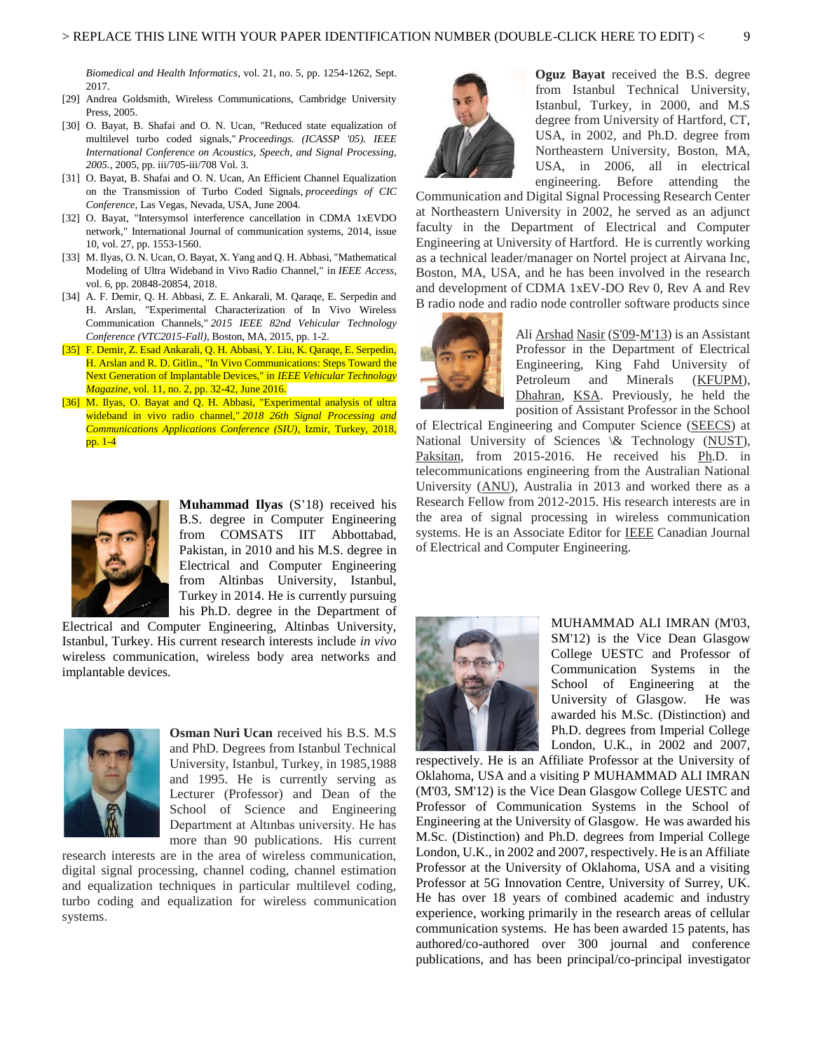*Biomedical and Health Informatics*, vol. 21, no. 5, pp. 1254-1262, Sept. 2017.

[29] Andrea Goldsmith, Wireless Communications, Cambridge University Press, 2005.

[30] O. Bayat, B. Shafai and O. N. Ucan, "Reduced state equalization of multilevel turbo coded signals," *Proceedings. (ICASSP '05). IEEE International Conference on Acoustics, Speech, and Signal Processing, 2005.*, 2005, pp. iii/705-iii/708 Vol. 3.

[31] O. Bayat, B. Shafai and O. N. Ucan, An Efficient Channel Equalization on the Transmission of Turbo Coded Signals, *proceedings of CIC Conference*, Las Vegas, Nevada, USA, June 2004.

[32] O. Bayat, "Intersymsol interference cancellation in CDMA 1xEVDO network," International Journal of communication systems, 2014, issue 10, vol. 27, pp. 1553-1560.

[33] M. Ilyas, O. N. Ucan, O. Bayat, X. Yang and Q. H. Abbasi, "Mathematical Modeling of Ultra Wideband in Vivo Radio Channel," in *IEEE Access*, vol. 6, pp. 20848-20854, 2018.

[34] A. F. Demir, Q. H. Abbasi, Z. E. Ankarali, M. Qaraqe, E. Serpedin and H. Arslan, "Experimental Characterization of In Vivo Wireless Communication Channels," *2015 IEEE 82nd Vehicular Technology Conference (VTC2015-Fall)*, Boston, MA, 2015, pp. 1-2.

[35] F. Demir, Z. Esad Ankarali, Q. H. Abbasi, Y. Liu, K. Qaraqe, E. Serpedin, H. Arslan and R. D. Gitlin., "In Vivo Communications: Steps Toward the Next Generation of Implantable Devices," in *IEEE Vehicular Technology Magazine*, vol. 11, no. 2, pp. 32-42, June 2016.

[36] M. Ilyas, O. Bayat and Q. H. Abbasi, "Experimental analysis of ultra wideband in vivo radio channel," *2018 26th Signal Processing and Communications Applications Conference (SIU)*, Izmir, Turkey, 2018, pp. 1-4

**Muhammad Ilyas** (S'18) received his B.S. degree in Computer Engineering from COMSATS IIT Abbottabad, Pakistan, in 2010 and his M.S. degree in Electrical and Computer Engineering from Altinbas University, Istanbul, Turkey in 2014. He is currently pursuing his Ph.D. degree in the Department of Electrical and Computer Engineering, Altinbas University, Istanbul, Turkey. His current research interests include *in vivo* wireless communication, wireless body area networks and implantable devices.

**Osman Nuri Ucan** received his B.S. M.S and PhD. Degrees from Istanbul Technical University, Istanbul, Turkey, in 1985,1988 and 1995. He is currently serving as Lecturer (Professor) and Dean of the School of Science and Engineering Department at Altınbas university. He has more than 90 publications. His current research interests are in the area of wireless communication, digital signal processing, channel coding, channel estimation and equalization techniques in particular multilevel coding, turbo coding and equalization for wireless communication systems.

**Oguz Bayat** received the B.S. degree from Istanbul Technical University, Istanbul, Turkey, in 2000, and M.S degree from University of Hartford, CT, USA, in 2002, and Ph.D. degree from Northeastern University, Boston, MA, USA, in 2006, all in electrical engineering. Before attending the Communication and Digital Signal Processing Research Center at Northeastern University in 2002, he served as an adjunct faculty in the Department of Electrical and Computer Engineering at University of Hartford. He is currently working as a technical leader/manager on Nortel project at Airvana Inc, Boston, MA, USA, and he has been involved in the research and development of CDMA 1xEV-DO Rev 0, Rev A and Rev B radio node and radio node controller software products since

Ali Arshad Nasir (S'09-M'13) is an Assistant Professor in the Department of Electrical Engineering, King Fahd University of Petroleum and Minerals (KFUPM), Dhahran, KSA. Previously, he held the position of Assistant Professor in the School of Electrical Engineering and Computer Science (SEECS) at National University of Sciences \& Technology (NUST), Paksitan, from 2015-2016. He received his Ph.D. in telecommunications engineering from the Australian National University (ANU), Australia in 2013 and worked there as a Research Fellow from 2012-2015. His research interests are in the area of signal processing in wireless communication systems. He is an Associate Editor for IEEE Canadian Journal of Electrical and Computer Engineering.

MUHAMMAD ALI IMRAN (M'03, SM'12) is the Vice Dean Glasgow College UESTC and Professor of Communication Systems in the School of Engineering at the University of Glasgow. He was awarded his M.Sc. (Distinction) and Ph.D. degrees from Imperial College London, U.K., in 2002 and 2007, respectively. He is an Affiliate Professor at the University of Oklahoma, USA and a visiting P MUHAMMAD ALI IMRAN (M'03, SM'12) is the Vice Dean Glasgow College UESTC and Professor of Communication Systems in the School of Engineering at the University of Glasgow. He was awarded his M.Sc. (Distinction) and Ph.D. degrees from Imperial College London, U.K., in 2002 and 2007, respectively. He is an Affiliate Professor at the University of Oklahoma, USA and a visiting Professor at 5G Innovation Centre, University of Surrey, UK. He has over 18 years of combined academic and industry experience, working primarily in the research areas of cellular communication systems. He has been awarded 15 patents, has authored/co-authored over 300 journal and conference publications, and has been principal/co-principal investigator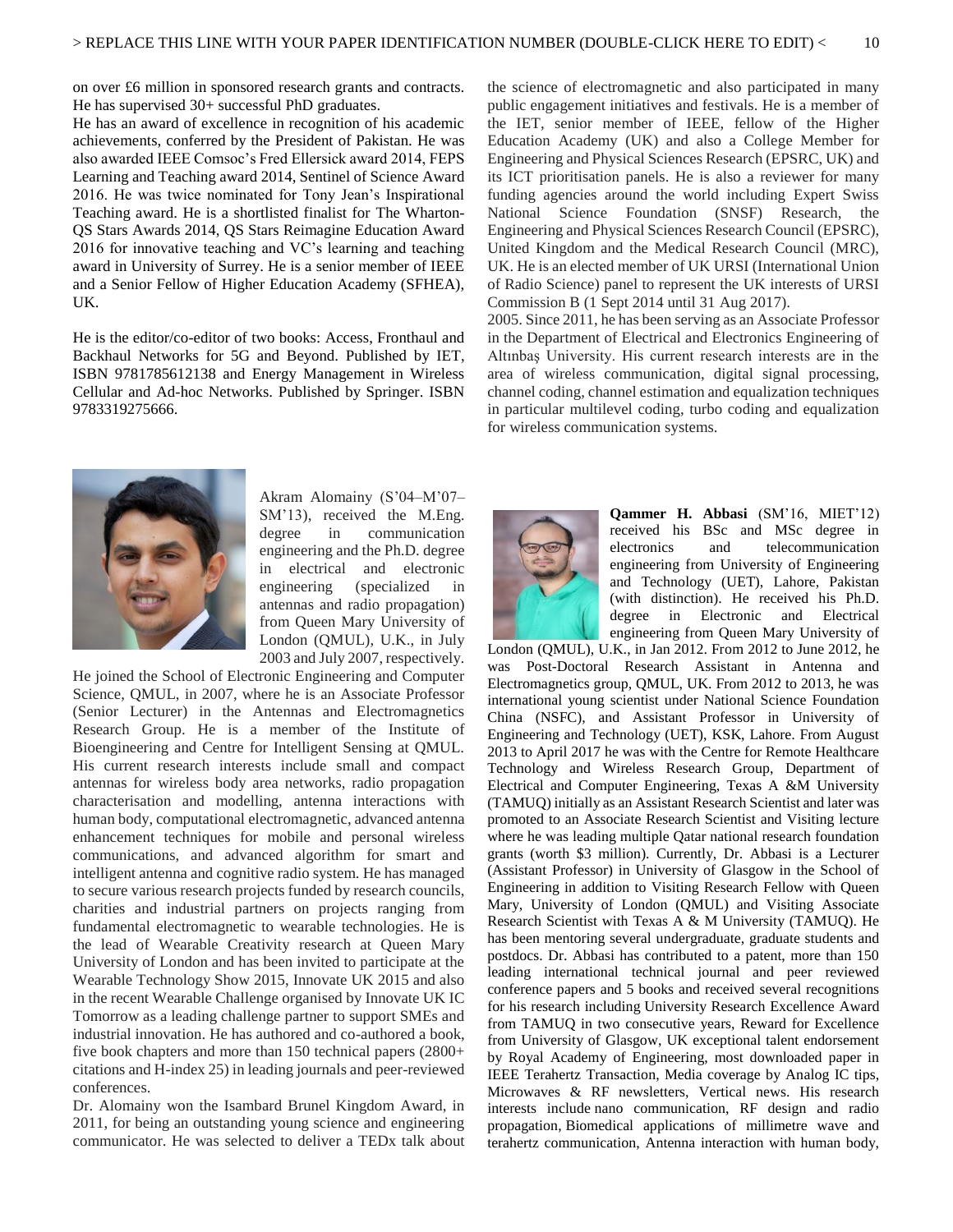on over £6 million in sponsored research grants and contracts. He has supervised 30+ successful PhD graduates.

He has an award of excellence in recognition of his academic achievements, conferred by the President of Pakistan. He was also awarded IEEE Comsoc's Fred Ellersick award 2014, FEPS Learning and Teaching award 2014, Sentinel of Science Award 2016. He was twice nominated for Tony Jean's Inspirational Teaching award. He is a shortlisted finalist for The Wharton-QS Stars Awards 2014, QS Stars Reimagine Education Award 2016 for innovative teaching and VC's learning and teaching award in University of Surrey. He is a senior member of IEEE and a Senior Fellow of Higher Education Academy (SFHEA), UK.

He is the editor/co-editor of two books: Access, Fronthaul and Backhaul Networks for 5G and Beyond. Published by IET, ISBN 9781785612138 and Energy Management in Wireless Cellular and Ad-hoc Networks. Published by Springer. ISBN 9783319275666.

Akram Alomainy (S'04–M'07–SM'13), received the M.Eng. degree in communication engineering and the Ph.D. degree in electrical and electronic engineering (specialized in antennas and radio propagation) from Queen Mary University of London (QMUL), U.K., in July 2003 and July 2007, respectively. He joined the School of Electronic Engineering and Computer Science, QMUL, in 2007, where he is an Associate Professor (Senior Lecturer) in the Antennas and Electromagnetics Research Group. He is a member of the Institute of Bioengineering and Centre for Intelligent Sensing at QMUL. His current research interests include small and compact antennas for wireless body area networks, radio propagation characterisation and modelling, antenna interactions with human body, computational electromagnetic, advanced antenna enhancement techniques for mobile and personal wireless communications, and advanced algorithm for smart and intelligent antenna and cognitive radio system. He has managed to secure various research projects funded by research councils, charities and industrial partners on projects ranging from fundamental electromagnetic to wearable technologies. He is the lead of Wearable Creativity research at Queen Mary University of London and has been invited to participate at the Wearable Technology Show 2015, Innovate UK 2015 and also in the recent Wearable Challenge organised by Innovate UK IC Tomorrow as a leading challenge partner to support SMEs and industrial innovation. He has authored and co-authored a book, five book chapters and more than 150 technical papers (2800+ citations and H-index 25) in leading journals and peer-reviewed conferences.

Dr. Alomainy won the Isambard Brunel Kingdom Award, in 2011, for being an outstanding young science and engineering communicator. He was selected to deliver a TEDx talk about the science of electromagnetic and also participated in many public engagement initiatives and festivals. He is a member of the IET, senior member of IEEE, fellow of the Higher Education Academy (UK) and also a College Member for Engineering and Physical Sciences Research (EPSRC, UK) and its ICT prioritisation panels. He is also a reviewer for many funding agencies around the world including Expert Swiss National Science Foundation (SNSF) Research, the Engineering and Physical Sciences Research Council (EPSRC), United Kingdom and the Medical Research Council (MRC), UK. He is an elected member of UK URSI (International Union of Radio Science) panel to represent the UK interests of URSI Commission B (1 Sept 2014 until 31 Aug 2017).

2005. Since 2011, he has been serving as an Associate Professor in the Department of Electrical and Electronics Engineering of Altınbaş University. His current research interests are in the area of wireless communication, digital signal processing, channel coding, channel estimation and equalization techniques in particular multilevel coding, turbo coding and equalization for wireless communication systems.

**Qammer H. Abbasi** (SM'16, MIET'12) received his BSc and MSc degree in electronics and telecommunication engineering from University of Engineering and Technology (UET), Lahore, Pakistan (with distinction). He received his Ph.D. degree in Electronic and Electrical engineering from Queen Mary University of London (QMUL), U.K., in Jan 2012. From 2012 to June 2012, he was Post-Doctoral Research Assistant in Antenna and Electromagnetics group, QMUL, UK. From 2012 to 2013, he was international young scientist under National Science Foundation China (NSFC), and Assistant Professor in University of Engineering and Technology (UET), KSK, Lahore. From August 2013 to April 2017 he was with the Centre for Remote Healthcare Technology and Wireless Research Group, Department of Electrical and Computer Engineering, Texas A &M University (TAMUQ) initially as an Assistant Research Scientist and later was promoted to an Associate Research Scientist and Visiting lecture where he was leading multiple Qatar national research foundation grants (worth \$3 million). Currently, Dr. Abbasi is a Lecturer (Assistant Professor) in University of Glasgow in the School of Engineering in addition to Visiting Research Fellow with Queen Mary, University of London (QMUL) and Visiting Associate Research Scientist with Texas A & M University (TAMUQ). He has been mentoring several undergraduate, graduate students and postdocs. Dr. Abbasi has contributed to a patent, more than 150 leading international technical journal and peer reviewed conference papers and 5 books and received several recognitions for his research including University Research Excellence Award from TAMUQ in two consecutive years, Reward for Excellence from University of Glasgow, UK exceptional talent endorsement by Royal Academy of Engineering, most downloaded paper in IEEE Terahertz Transaction, Media coverage by Analog IC tips, Microwaves & RF newsletters, Vertical news. His research interests include nano communication, RF design and radio propagation, Biomedical applications of millimetre wave and terahertz communication, Antenna interaction with human body,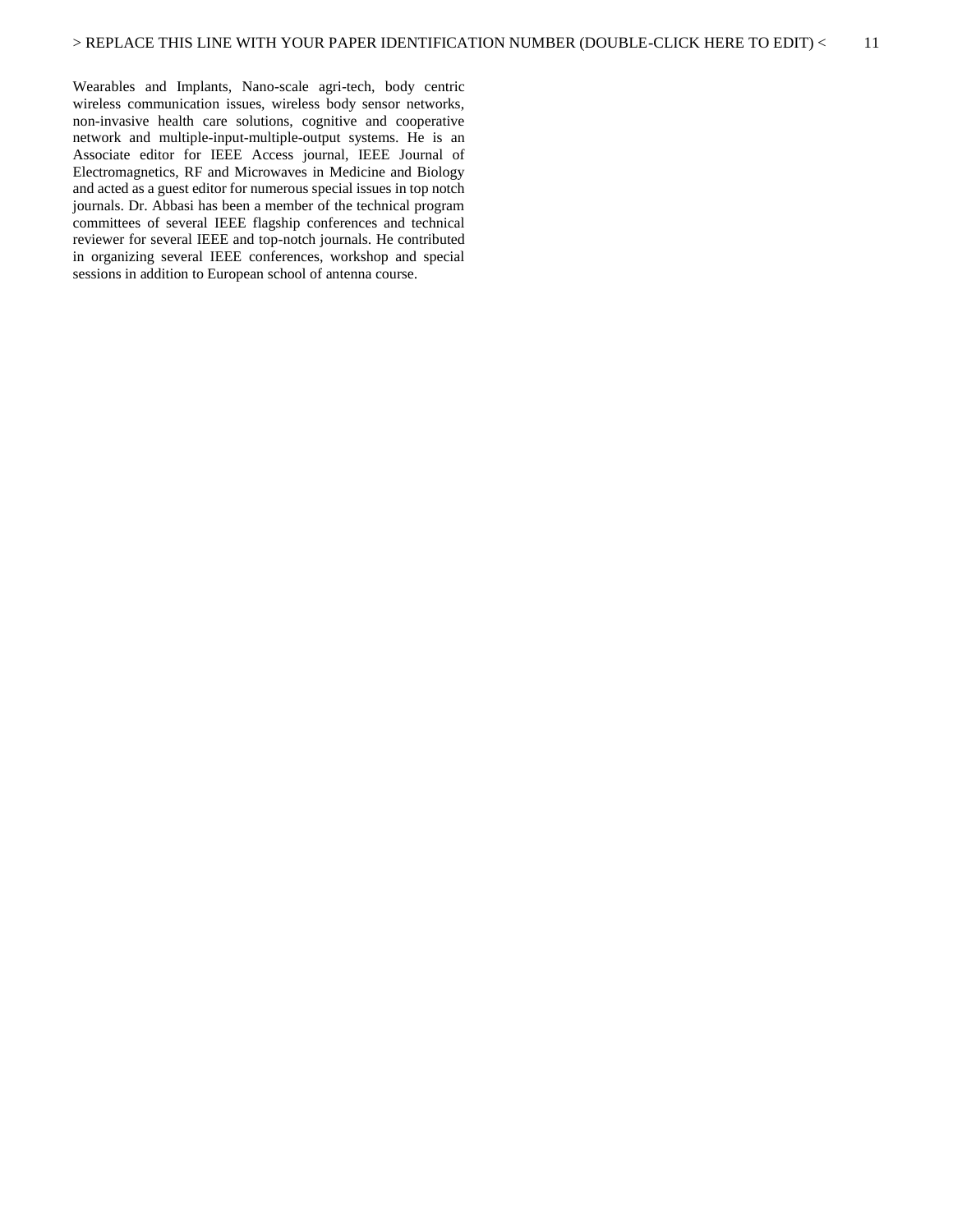Wearables and Implants, Nano-scale agri-tech, body centric wireless communication issues, wireless body sensor networks, non-invasive health care solutions, cognitive and cooperative network and multiple-input-multiple-output systems. He is an Associate editor for IEEE Access journal, IEEE Journal of Electromagnetics, RF and Microwaves in Medicine and Biology and acted as a guest editor for numerous special issues in top notch journals. Dr. Abbasi has been a member of the technical program committees of several IEEE flagship conferences and technical reviewer for several IEEE and top-notch journals. He contributed in organizing several IEEE conferences, workshop and special sessions in addition to European school of antenna course.